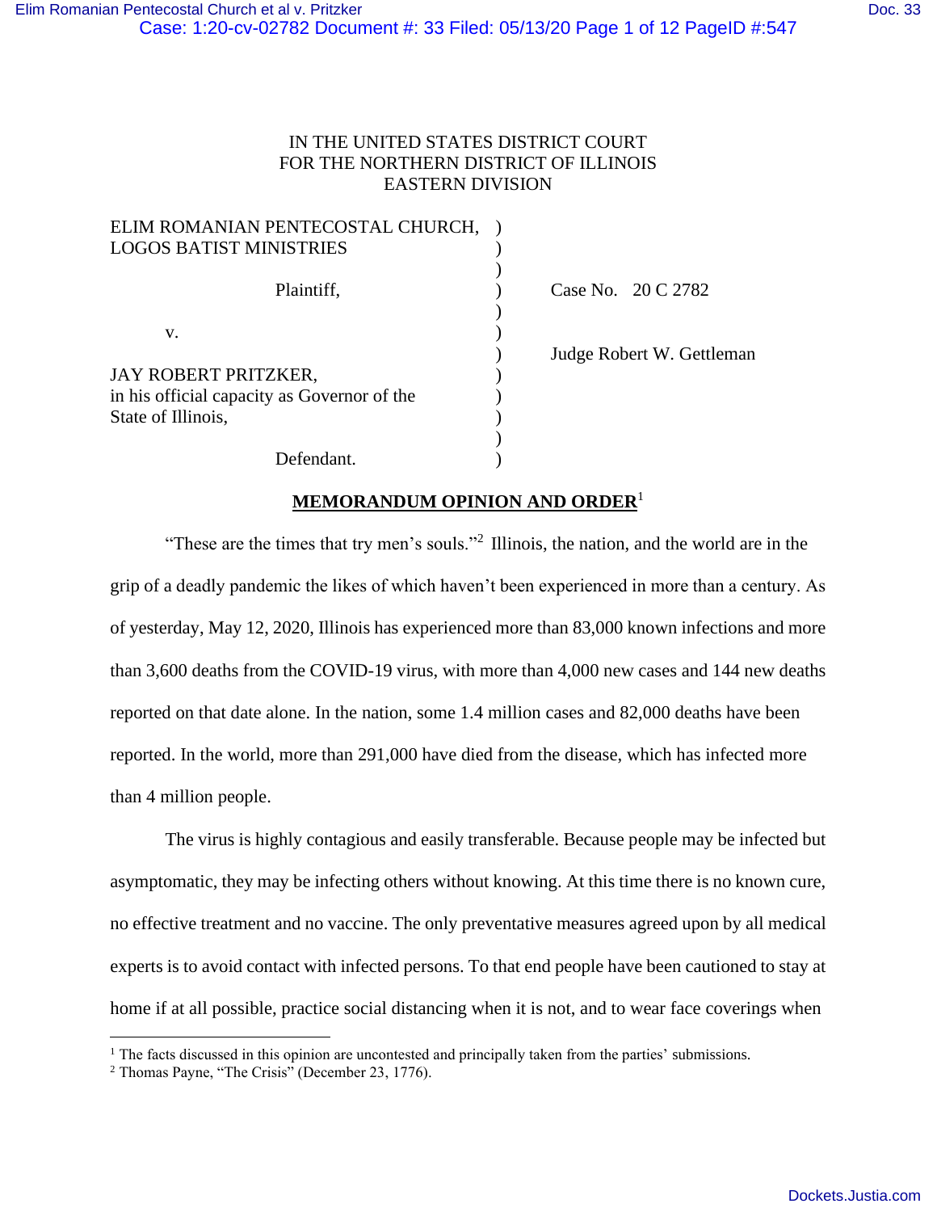IN THE UNITED STATES DISTRICT COURT
FOR THE NORTHERN DISTRICT OF ILLINOIS
EASTERN DIVISION

| | | |
|---|---|---|
| ELIM ROMANIAN PENTECOSTAL CHURCH, LOGOS BATIST MINISTRIES | ) | |
| Plaintiff, | ) | Case No. 20 C 2782 |
| v. | ) | |
| | ) | Judge Robert W. Gettleman |
| JAY ROBERT PRITZKER, in his official capacity as Governor of the State of Illinois, | ) | |
| Defendant. | ) | |

## MEMORANDUM OPINION AND ORDER[1]

"These are the times that try men's souls."[2] Illinois, the nation, and the world are in the grip of a deadly pandemic the likes of which haven't been experienced in more than a century. As of yesterday, May 12, 2020, Illinois has experienced more than 83,000 known infections and more than 3,600 deaths from the COVID-19 virus, with more than 4,000 new cases and 144 new deaths reported on that date alone. In the nation, some 1.4 million cases and 82,000 deaths have been reported. In the world, more than 291,000 have died from the disease, which has infected more than 4 million people.

The virus is highly contagious and easily transferable. Because people may be infected but asymptomatic, they may be infecting others without knowing. At this time there is no known cure, no effective treatment and no vaccine. The only preventative measures agreed upon by all medical experts is to avoid contact with infected persons. To that end people have been cautioned to stay at home if at all possible, practice social distancing when it is not, and to wear face coverings when

---

[1] The facts discussed in this opinion are uncontested and principally taken from the parties' submissions.

[2] Thomas Payne, "The Crisis" (December 23, 1776).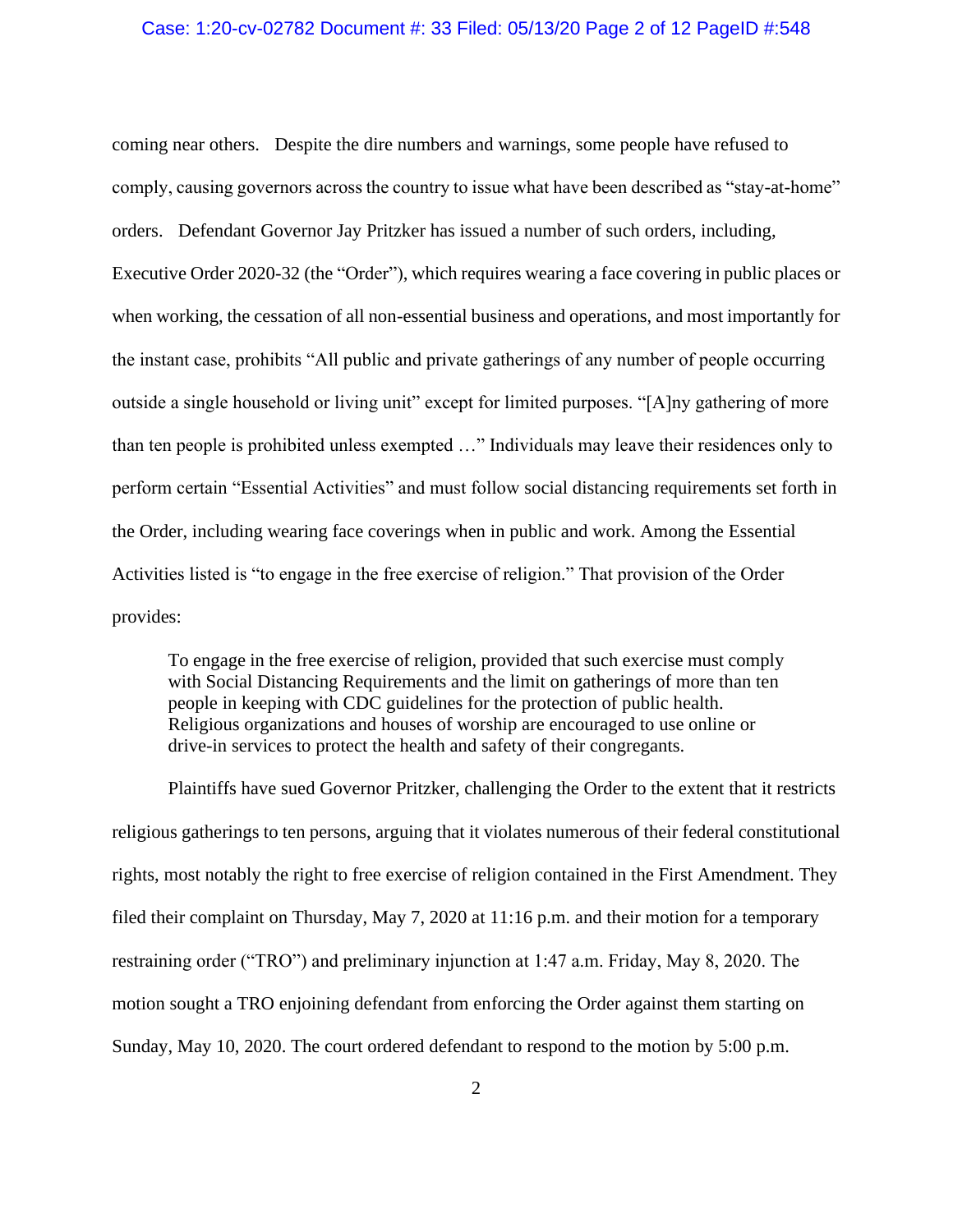coming near others. Despite the dire numbers and warnings, some people have refused to comply, causing governors across the country to issue what have been described as "stay-at-home" orders. Defendant Governor Jay Pritzker has issued a number of such orders, including, Executive Order 2020-32 (the "Order"), which requires wearing a face covering in public places or when working, the cessation of all non-essential business and operations, and most importantly for the instant case, prohibits "All public and private gatherings of any number of people occurring outside a single household or living unit" except for limited purposes. "[A]ny gathering of more than ten people is prohibited unless exempted …" Individuals may leave their residences only to perform certain "Essential Activities" and must follow social distancing requirements set forth in the Order, including wearing face coverings when in public and work. Among the Essential Activities listed is "to engage in the free exercise of religion." That provision of the Order provides:

> To engage in the free exercise of religion, provided that such exercise must comply with Social Distancing Requirements and the limit on gatherings of more than ten people in keeping with CDC guidelines for the protection of public health. Religious organizations and houses of worship are encouraged to use online or drive-in services to protect the health and safety of their congregants.

Plaintiffs have sued Governor Pritzker, challenging the Order to the extent that it restricts religious gatherings to ten persons, arguing that it violates numerous of their federal constitutional rights, most notably the right to free exercise of religion contained in the First Amendment. They filed their complaint on Thursday, May 7, 2020 at 11:16 p.m. and their motion for a temporary restraining order ("TRO") and preliminary injunction at 1:47 a.m. Friday, May 8, 2020. The motion sought a TRO enjoining defendant from enforcing the Order against them starting on Sunday, May 10, 2020. The court ordered defendant to respond to the motion by 5:00 p.m.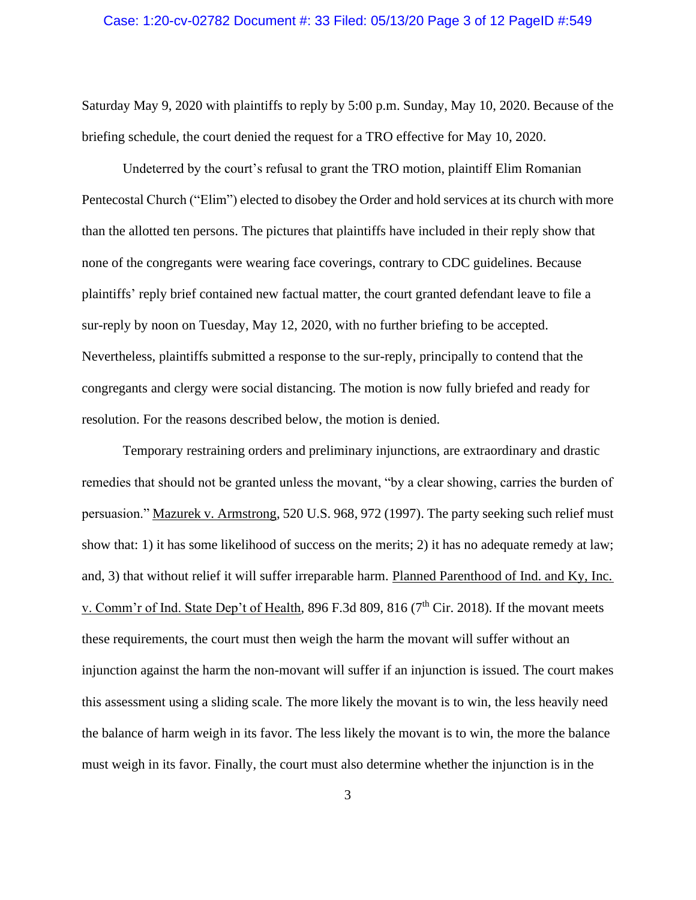Saturday May 9, 2020 with plaintiffs to reply by 5:00 p.m. Sunday, May 10, 2020. Because of the briefing schedule, the court denied the request for a TRO effective for May 10, 2020.

Undeterred by the court's refusal to grant the TRO motion, plaintiff Elim Romanian Pentecostal Church ("Elim") elected to disobey the Order and hold services at its church with more than the allotted ten persons. The pictures that plaintiffs have included in their reply show that none of the congregants were wearing face coverings, contrary to CDC guidelines. Because plaintiffs' reply brief contained new factual matter, the court granted defendant leave to file a sur-reply by noon on Tuesday, May 12, 2020, with no further briefing to be accepted. Nevertheless, plaintiffs submitted a response to the sur-reply, principally to contend that the congregants and clergy were social distancing. The motion is now fully briefed and ready for resolution. For the reasons described below, the motion is denied.

Temporary restraining orders and preliminary injunctions, are extraordinary and drastic remedies that should not be granted unless the movant, "by a clear showing, carries the burden of persuasion." Mazurek v. Armstrong, 520 U.S. 968, 972 (1997). The party seeking such relief must show that: 1) it has some likelihood of success on the merits; 2) it has no adequate remedy at law; and, 3) that without relief it will suffer irreparable harm. Planned Parenthood of Ind. and Ky, Inc. v. Comm'r of Ind. State Dep't of Health, 896 F.3d 809, 816 (7th Cir. 2018). If the movant meets these requirements, the court must then weigh the harm the movant will suffer without an injunction against the harm the non-movant will suffer if an injunction is issued. The court makes this assessment using a sliding scale. The more likely the movant is to win, the less heavily need the balance of harm weigh in its favor. The less likely the movant is to win, the more the balance must weigh in its favor. Finally, the court must also determine whether the injunction is in the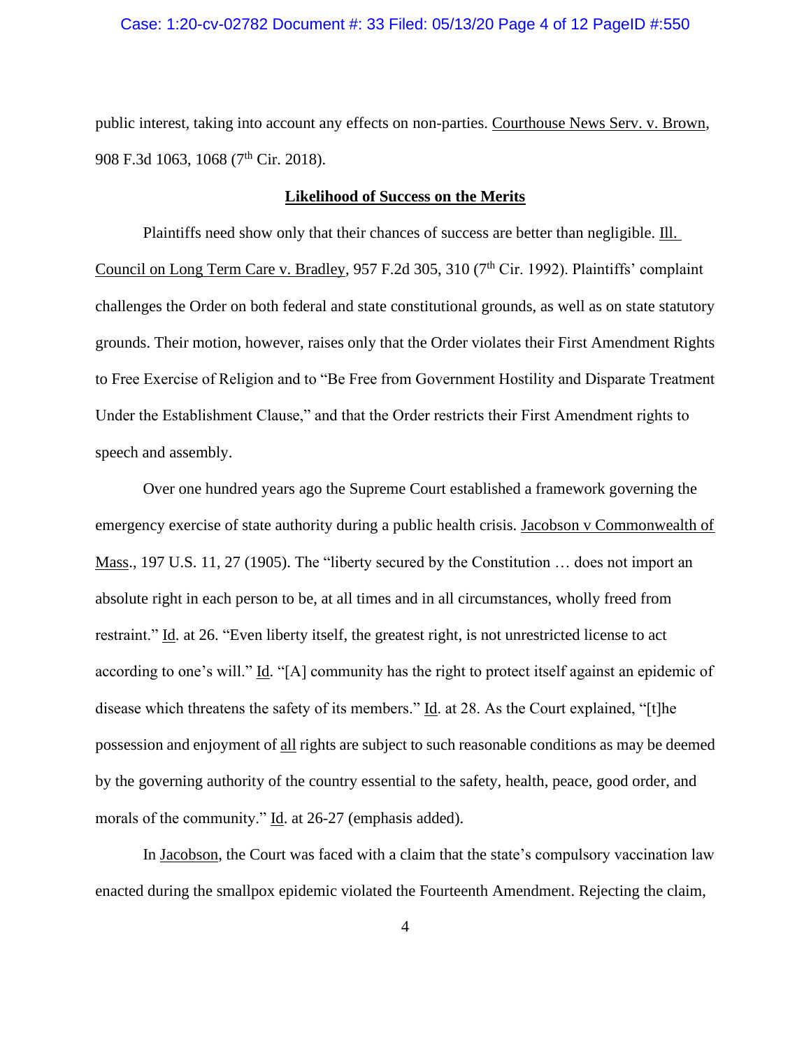public interest, taking into account any effects on non-parties. Courthouse News Serv. v. Brown, 908 F.3d 1063, 1068 (7th Cir. 2018).

**Likelihood of Success on the Merits**

Plaintiffs need show only that their chances of success are better than negligible. Ill. Council on Long Term Care v. Bradley, 957 F.2d 305, 310 (7th Cir. 1992). Plaintiffs' complaint challenges the Order on both federal and state constitutional grounds, as well as on state statutory grounds. Their motion, however, raises only that the Order violates their First Amendment Rights to Free Exercise of Religion and to "Be Free from Government Hostility and Disparate Treatment Under the Establishment Clause," and that the Order restricts their First Amendment rights to speech and assembly.

Over one hundred years ago the Supreme Court established a framework governing the emergency exercise of state authority during a public health crisis. Jacobson v Commonwealth of Mass., 197 U.S. 11, 27 (1905). The "liberty secured by the Constitution … does not import an absolute right in each person to be, at all times and in all circumstances, wholly freed from restraint." Id. at 26. "Even liberty itself, the greatest right, is not unrestricted license to act according to one's will." Id. "[A] community has the right to protect itself against an epidemic of disease which threatens the safety of its members." Id. at 28. As the Court explained, "[t]he possession and enjoyment of all rights are subject to such reasonable conditions as may be deemed by the governing authority of the country essential to the safety, health, peace, good order, and morals of the community." Id. at 26-27 (emphasis added).

In Jacobson, the Court was faced with a claim that the state's compulsory vaccination law enacted during the smallpox epidemic violated the Fourteenth Amendment. Rejecting the claim,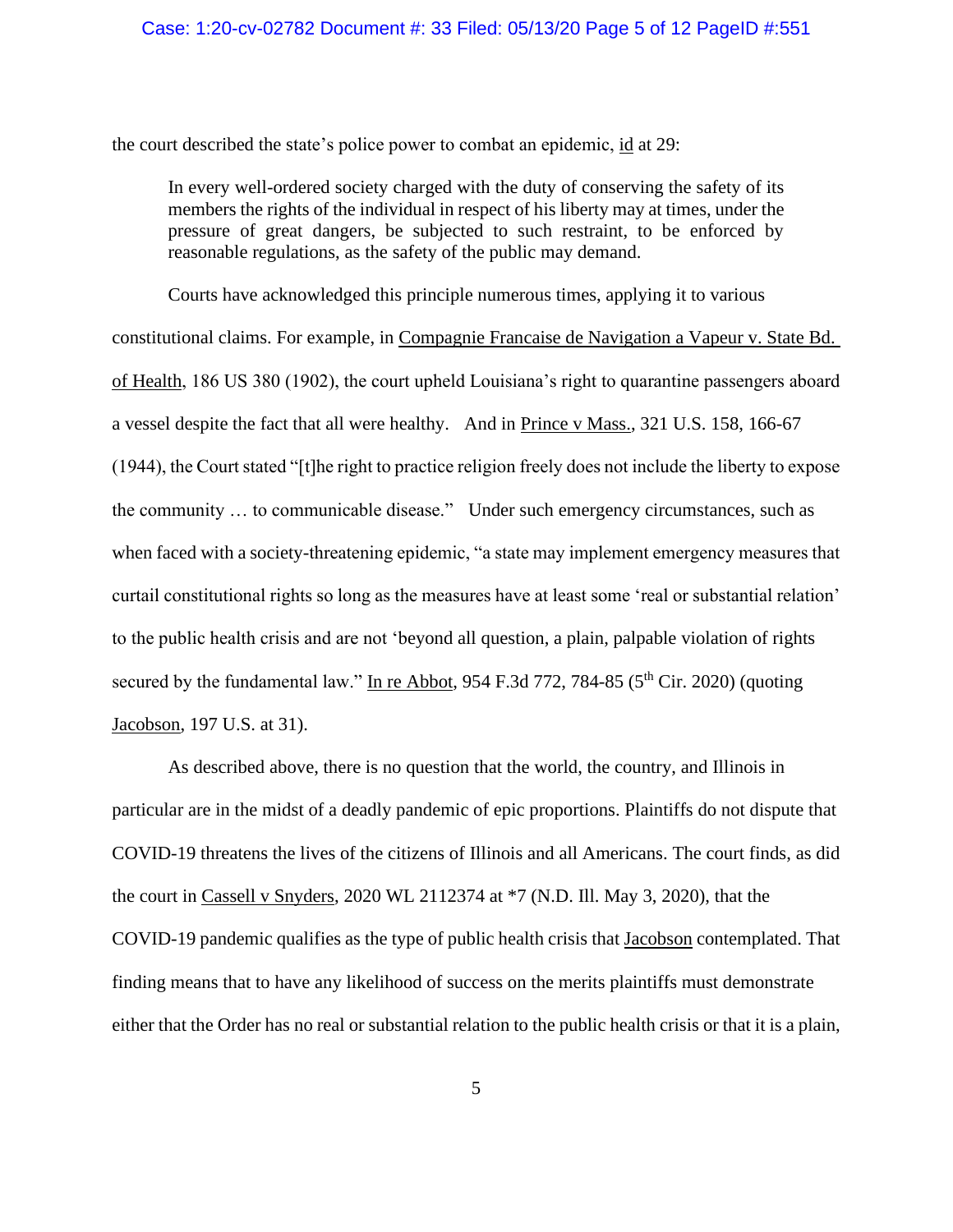the court described the state's police power to combat an epidemic, id at 29:

> In every well-ordered society charged with the duty of conserving the safety of its members the rights of the individual in respect of his liberty may at times, under the pressure of great dangers, be subjected to such restraint, to be enforced by reasonable regulations, as the safety of the public may demand.

Courts have acknowledged this principle numerous times, applying it to various constitutional claims. For example, in Compagnie Francaise de Navigation a Vapeur v. State Bd. of Health, 186 US 380 (1902), the court upheld Louisiana's right to quarantine passengers aboard a vessel despite the fact that all were healthy. And in Prince v Mass., 321 U.S. 158, 166-67 (1944), the Court stated "[t]he right to practice religion freely does not include the liberty to expose the community … to communicable disease." Under such emergency circumstances, such as when faced with a society-threatening epidemic, "a state may implement emergency measures that curtail constitutional rights so long as the measures have at least some 'real or substantial relation' to the public health crisis and are not 'beyond all question, a plain, palpable violation of rights secured by the fundamental law." In re Abbot, 954 F.3d 772, 784-85 (5th Cir. 2020) (quoting Jacobson, 197 U.S. at 31).

As described above, there is no question that the world, the country, and Illinois in particular are in the midst of a deadly pandemic of epic proportions. Plaintiffs do not dispute that COVID-19 threatens the lives of the citizens of Illinois and all Americans. The court finds, as did the court in Cassell v Snyders, 2020 WL 2112374 at *7 (N.D. Ill. May 3, 2020), that the COVID-19 pandemic qualifies as the type of public health crisis that Jacobson contemplated. That finding means that to have any likelihood of success on the merits plaintiffs must demonstrate either that the Order has no real or substantial relation to the public health crisis or that it is a plain,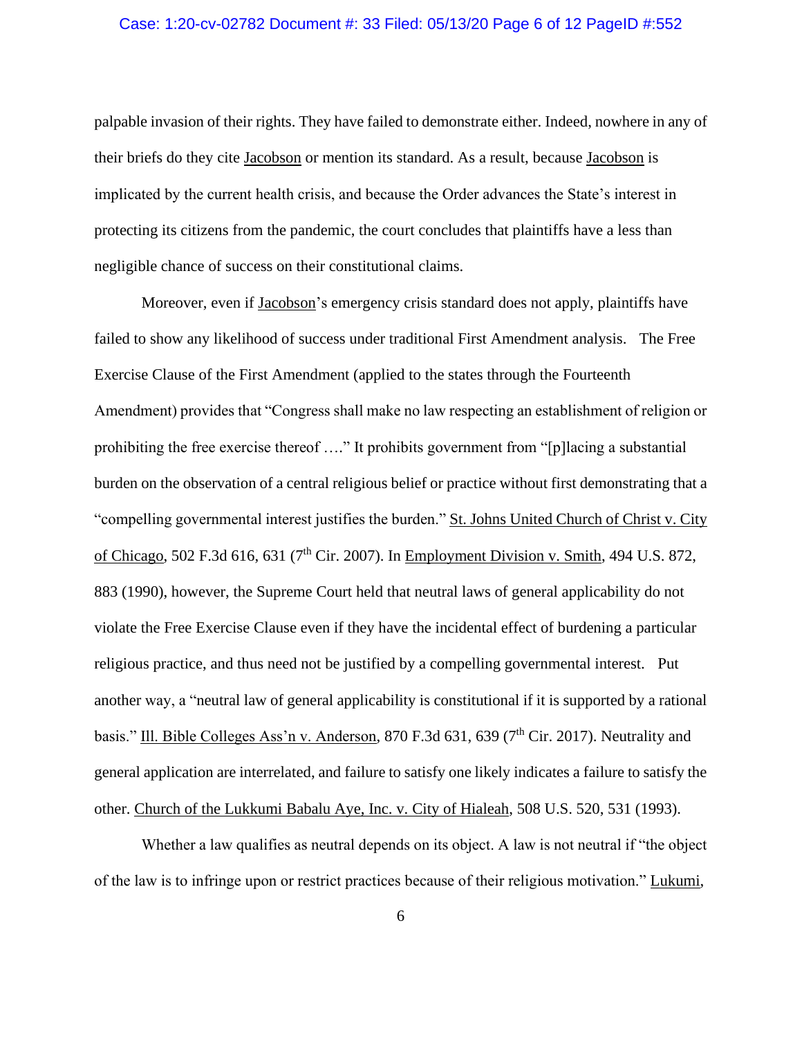palpable invasion of their rights. They have failed to demonstrate either. Indeed, nowhere in any of their briefs do they cite Jacobson or mention its standard. As a result, because Jacobson is implicated by the current health crisis, and because the Order advances the State's interest in protecting its citizens from the pandemic, the court concludes that plaintiffs have a less than negligible chance of success on their constitutional claims.

Moreover, even if Jacobson's emergency crisis standard does not apply, plaintiffs have failed to show any likelihood of success under traditional First Amendment analysis. The Free Exercise Clause of the First Amendment (applied to the states through the Fourteenth Amendment) provides that "Congress shall make no law respecting an establishment of religion or prohibiting the free exercise thereof …." It prohibits government from "[p]lacing a substantial burden on the observation of a central religious belief or practice without first demonstrating that a "compelling governmental interest justifies the burden." St. Johns United Church of Christ v. City of Chicago, 502 F.3d 616, 631 (7th Cir. 2007). In Employment Division v. Smith, 494 U.S. 872, 883 (1990), however, the Supreme Court held that neutral laws of general applicability do not violate the Free Exercise Clause even if they have the incidental effect of burdening a particular religious practice, and thus need not be justified by a compelling governmental interest. Put another way, a "neutral law of general applicability is constitutional if it is supported by a rational basis." Ill. Bible Colleges Ass'n v. Anderson, 870 F.3d 631, 639 (7th Cir. 2017). Neutrality and general application are interrelated, and failure to satisfy one likely indicates a failure to satisfy the other. Church of the Lukkumi Babalu Aye, Inc. v. City of Hialeah, 508 U.S. 520, 531 (1993).

Whether a law qualifies as neutral depends on its object. A law is not neutral if "the object of the law is to infringe upon or restrict practices because of their religious motivation." Lukumi,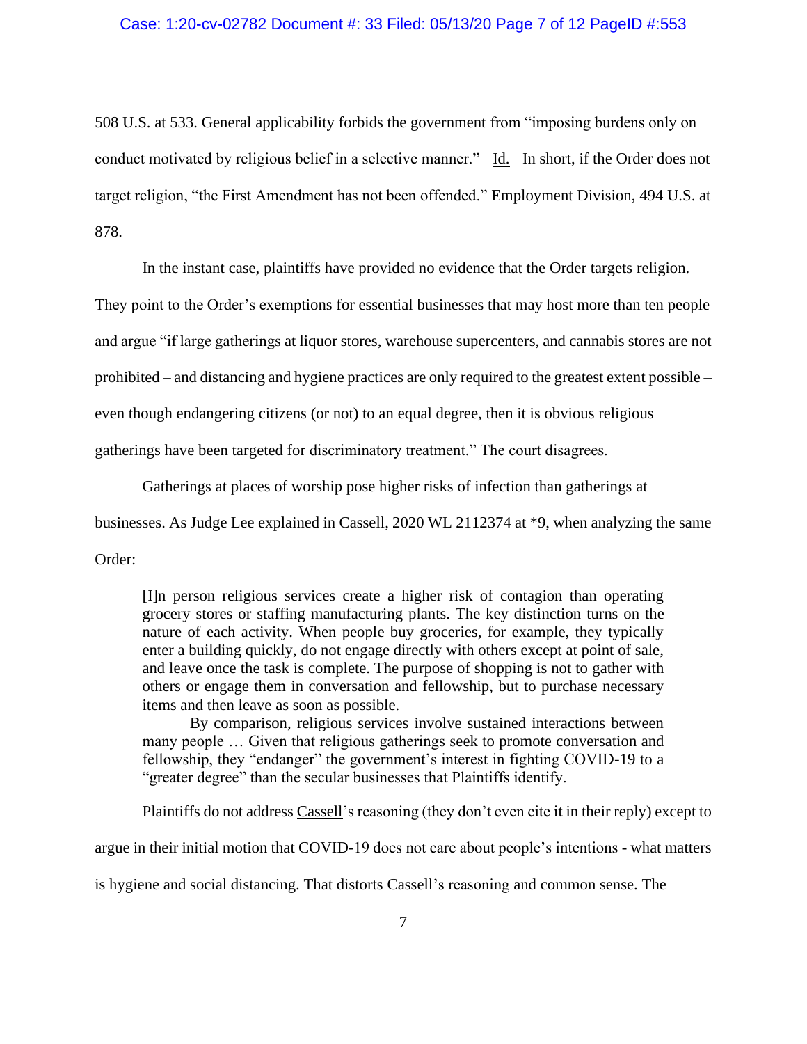508 U.S. at 533. General applicability forbids the government from "imposing burdens only on conduct motivated by religious belief in a selective manner." Id. In short, if the Order does not target religion, "the First Amendment has not been offended." Employment Division, 494 U.S. at 878.

In the instant case, plaintiffs have provided no evidence that the Order targets religion. They point to the Order's exemptions for essential businesses that may host more than ten people and argue "if large gatherings at liquor stores, warehouse supercenters, and cannabis stores are not prohibited – and distancing and hygiene practices are only required to the greatest extent possible – even though endangering citizens (or not) to an equal degree, then it is obvious religious gatherings have been targeted for discriminatory treatment." The court disagrees.

Gatherings at places of worship pose higher risks of infection than gatherings at businesses. As Judge Lee explained in Cassell, 2020 WL 2112374 at *9, when analyzing the same Order:

> [I]n person religious services create a higher risk of contagion than operating grocery stores or staffing manufacturing plants. The key distinction turns on the nature of each activity. When people buy groceries, for example, they typically enter a building quickly, do not engage directly with others except at point of sale, and leave once the task is complete. The purpose of shopping is not to gather with others or engage them in conversation and fellowship, but to purchase necessary items and then leave as soon as possible.
>
> By comparison, religious services involve sustained interactions between many people … Given that religious gatherings seek to promote conversation and fellowship, they "endanger" the government's interest in fighting COVID-19 to a "greater degree" than the secular businesses that Plaintiffs identify.

Plaintiffs do not address Cassell's reasoning (they don't even cite it in their reply) except to argue in their initial motion that COVID-19 does not care about people's intentions - what matters is hygiene and social distancing. That distorts Cassell's reasoning and common sense. The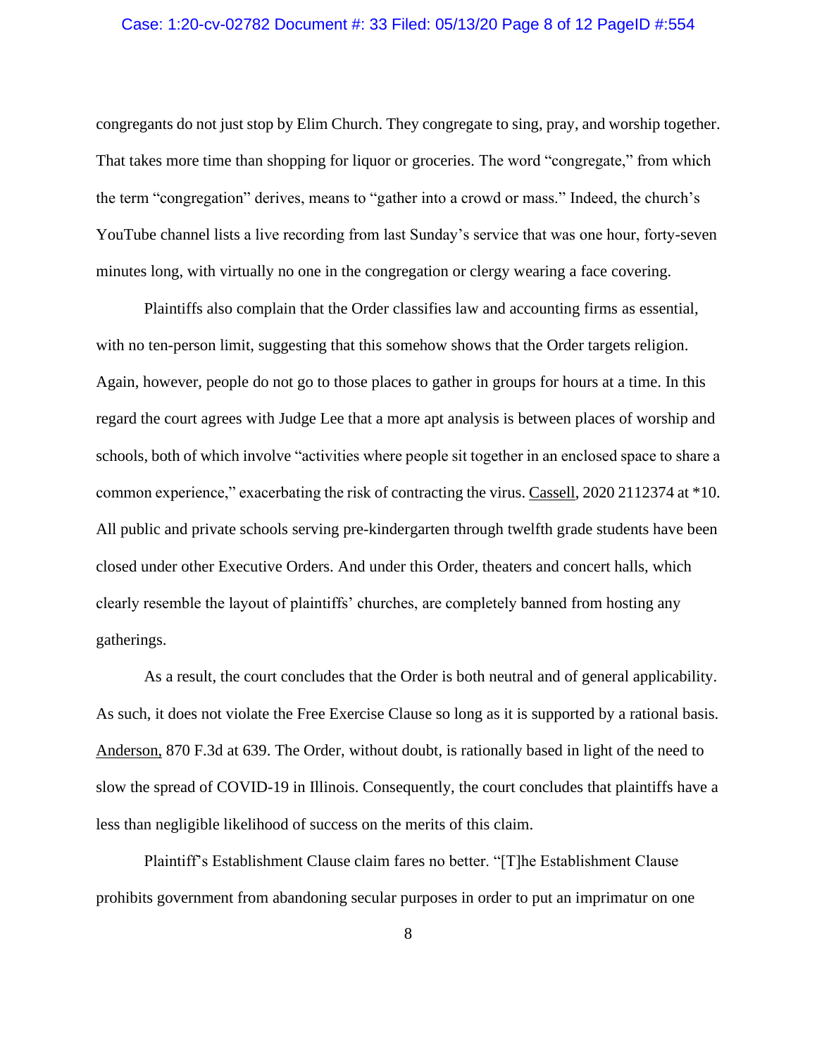congregants do not just stop by Elim Church. They congregate to sing, pray, and worship together. That takes more time than shopping for liquor or groceries. The word "congregate," from which the term "congregation" derives, means to "gather into a crowd or mass." Indeed, the church's YouTube channel lists a live recording from last Sunday's service that was one hour, forty-seven minutes long, with virtually no one in the congregation or clergy wearing a face covering.

Plaintiffs also complain that the Order classifies law and accounting firms as essential, with no ten-person limit, suggesting that this somehow shows that the Order targets religion. Again, however, people do not go to those places to gather in groups for hours at a time. In this regard the court agrees with Judge Lee that a more apt analysis is between places of worship and schools, both of which involve "activities where people sit together in an enclosed space to share a common experience," exacerbating the risk of contracting the virus. Cassell, 2020 2112374 at *10. All public and private schools serving pre-kindergarten through twelfth grade students have been closed under other Executive Orders. And under this Order, theaters and concert halls, which clearly resemble the layout of plaintiffs' churches, are completely banned from hosting any gatherings.

As a result, the court concludes that the Order is both neutral and of general applicability. As such, it does not violate the Free Exercise Clause so long as it is supported by a rational basis. Anderson, 870 F.3d at 639. The Order, without doubt, is rationally based in light of the need to slow the spread of COVID-19 in Illinois. Consequently, the court concludes that plaintiffs have a less than negligible likelihood of success on the merits of this claim.

Plaintiff's Establishment Clause claim fares no better. "[T]he Establishment Clause prohibits government from abandoning secular purposes in order to put an imprimatur on one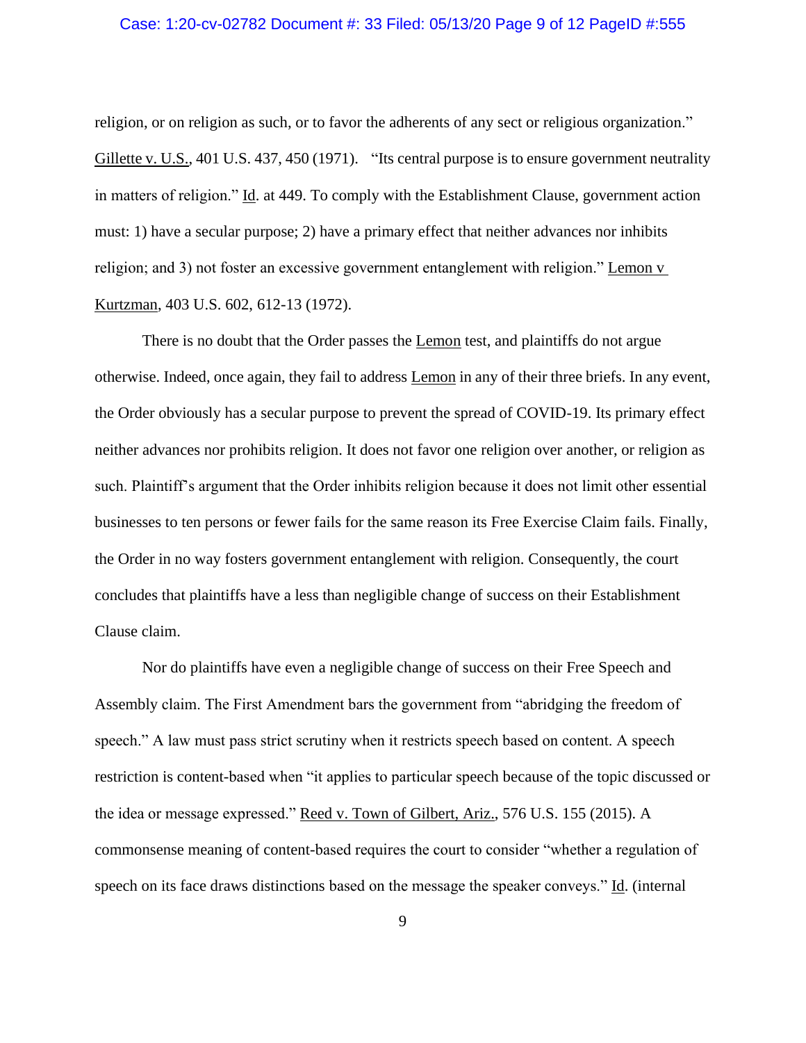religion, or on religion as such, or to favor the adherents of any sect or religious organization." Gillette v. U.S., 401 U.S. 437, 450 (1971). "Its central purpose is to ensure government neutrality in matters of religion." Id. at 449. To comply with the Establishment Clause, government action must: 1) have a secular purpose; 2) have a primary effect that neither advances nor inhibits religion; and 3) not foster an excessive government entanglement with religion." Lemon v Kurtzman, 403 U.S. 602, 612-13 (1972).

There is no doubt that the Order passes the Lemon test, and plaintiffs do not argue otherwise. Indeed, once again, they fail to address Lemon in any of their three briefs. In any event, the Order obviously has a secular purpose to prevent the spread of COVID-19. Its primary effect neither advances nor prohibits religion. It does not favor one religion over another, or religion as such. Plaintiff's argument that the Order inhibits religion because it does not limit other essential businesses to ten persons or fewer fails for the same reason its Free Exercise Claim fails. Finally, the Order in no way fosters government entanglement with religion. Consequently, the court concludes that plaintiffs have a less than negligible change of success on their Establishment Clause claim.

Nor do plaintiffs have even a negligible change of success on their Free Speech and Assembly claim. The First Amendment bars the government from "abridging the freedom of speech." A law must pass strict scrutiny when it restricts speech based on content. A speech restriction is content-based when "it applies to particular speech because of the topic discussed or the idea or message expressed." Reed v. Town of Gilbert, Ariz., 576 U.S. 155 (2015). A commonsense meaning of content-based requires the court to consider "whether a regulation of speech on its face draws distinctions based on the message the speaker conveys." Id. (internal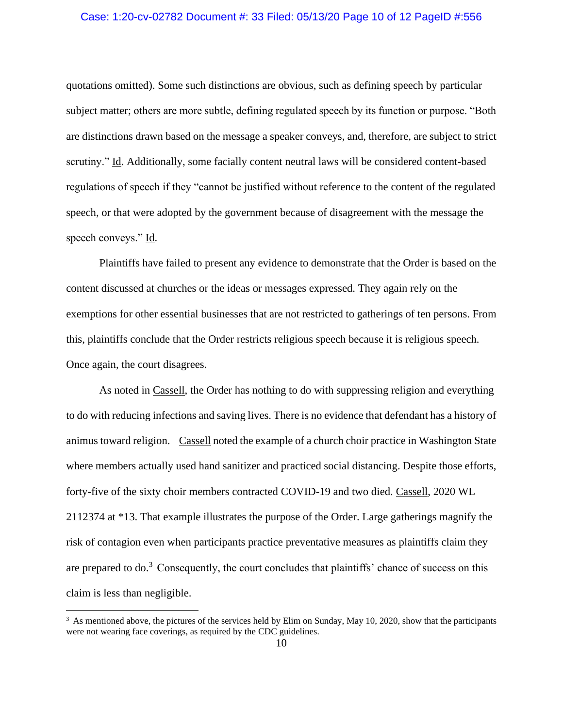quotations omitted). Some such distinctions are obvious, such as defining speech by particular subject matter; others are more subtle, defining regulated speech by its function or purpose. "Both are distinctions drawn based on the message a speaker conveys, and, therefore, are subject to strict scrutiny." Id. Additionally, some facially content neutral laws will be considered content-based regulations of speech if they "cannot be justified without reference to the content of the regulated speech, or that were adopted by the government because of disagreement with the message the speech conveys." Id.

Plaintiffs have failed to present any evidence to demonstrate that the Order is based on the content discussed at churches or the ideas or messages expressed. They again rely on the exemptions for other essential businesses that are not restricted to gatherings of ten persons. From this, plaintiffs conclude that the Order restricts religious speech because it is religious speech. Once again, the court disagrees.

As noted in Cassell, the Order has nothing to do with suppressing religion and everything to do with reducing infections and saving lives. There is no evidence that defendant has a history of animus toward religion. Cassell noted the example of a church choir practice in Washington State where members actually used hand sanitizer and practiced social distancing. Despite those efforts, forty-five of the sixty choir members contracted COVID-19 and two died. Cassell, 2020 WL 2112374 at *13. That example illustrates the purpose of the Order. Large gatherings magnify the risk of contagion even when participants practice preventative measures as plaintiffs claim they are prepared to do.[3] Consequently, the court concludes that plaintiffs' chance of success on this claim is less than negligible.

[3] As mentioned above, the pictures of the services held by Elim on Sunday, May 10, 2020, show that the participants were not wearing face coverings, as required by the CDC guidelines.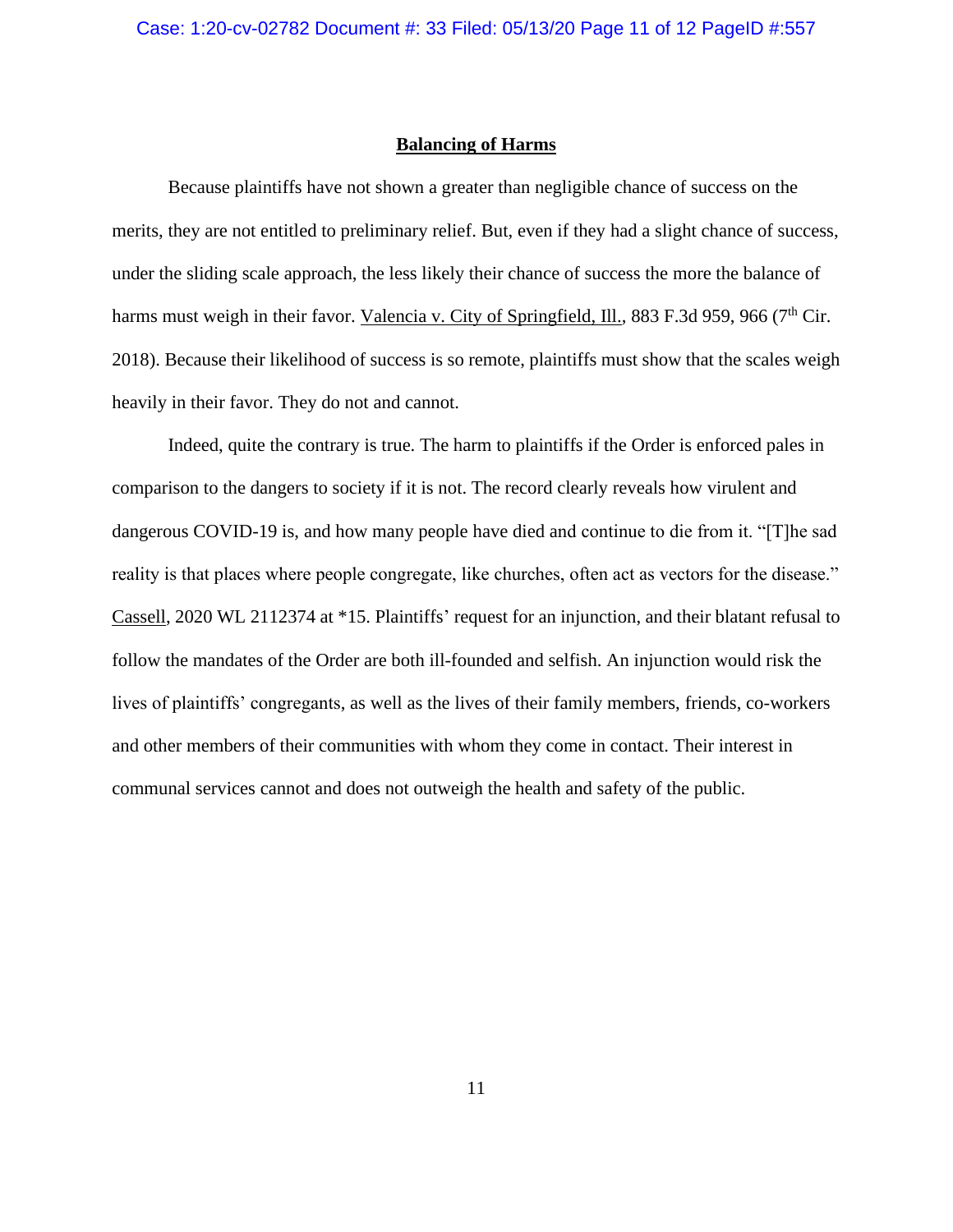## Balancing of Harms

Because plaintiffs have not shown a greater than negligible chance of success on the merits, they are not entitled to preliminary relief. But, even if they had a slight chance of success, under the sliding scale approach, the less likely their chance of success the more the balance of harms must weigh in their favor. Valencia v. City of Springfield, Ill., 883 F.3d 959, 966 (7th Cir. 2018). Because their likelihood of success is so remote, plaintiffs must show that the scales weigh heavily in their favor. They do not and cannot.

Indeed, quite the contrary is true. The harm to plaintiffs if the Order is enforced pales in comparison to the dangers to society if it is not. The record clearly reveals how virulent and dangerous COVID-19 is, and how many people have died and continue to die from it. "[T]he sad reality is that places where people congregate, like churches, often act as vectors for the disease." Cassell, 2020 WL 2112374 at *15. Plaintiffs' request for an injunction, and their blatant refusal to follow the mandates of the Order are both ill-founded and selfish. An injunction would risk the lives of plaintiffs' congregants, as well as the lives of their family members, friends, co-workers and other members of their communities with whom they come in contact. Their interest in communal services cannot and does not outweigh the health and safety of the public.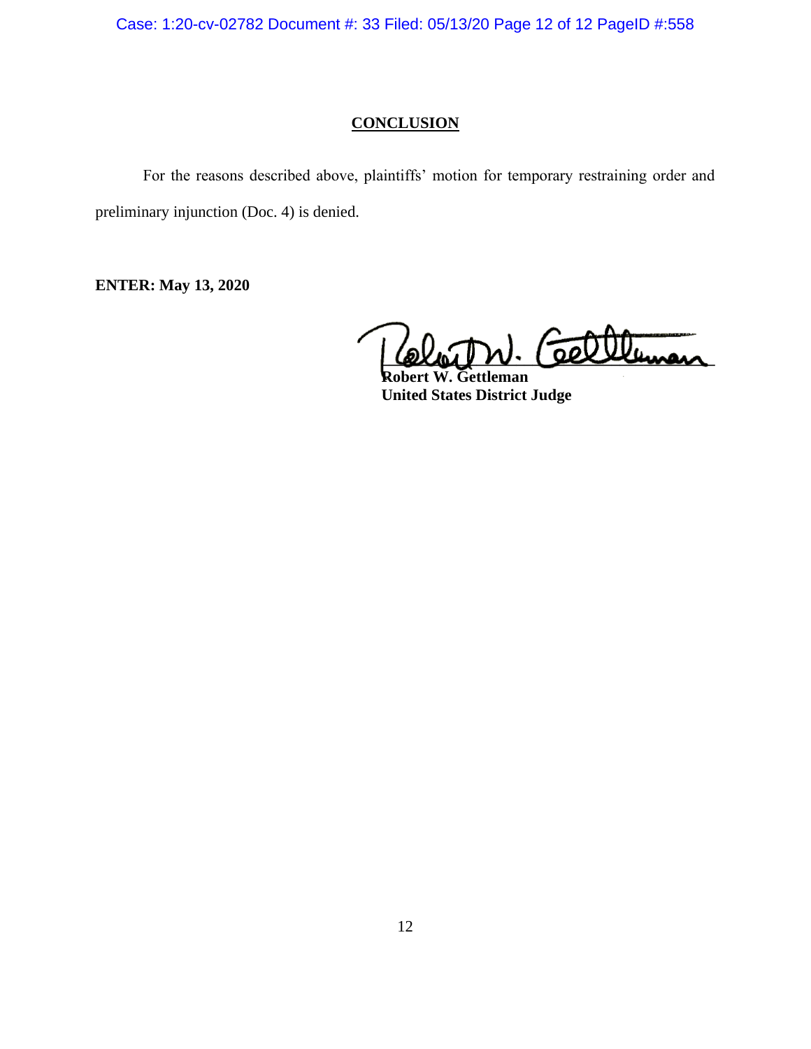## CONCLUSION

For the reasons described above, plaintiffs' motion for temporary restraining order and preliminary injunction (Doc. 4) is denied.

**ENTER: May 13, 2020**

**Robert W. Gettleman**
**United States District Judge**